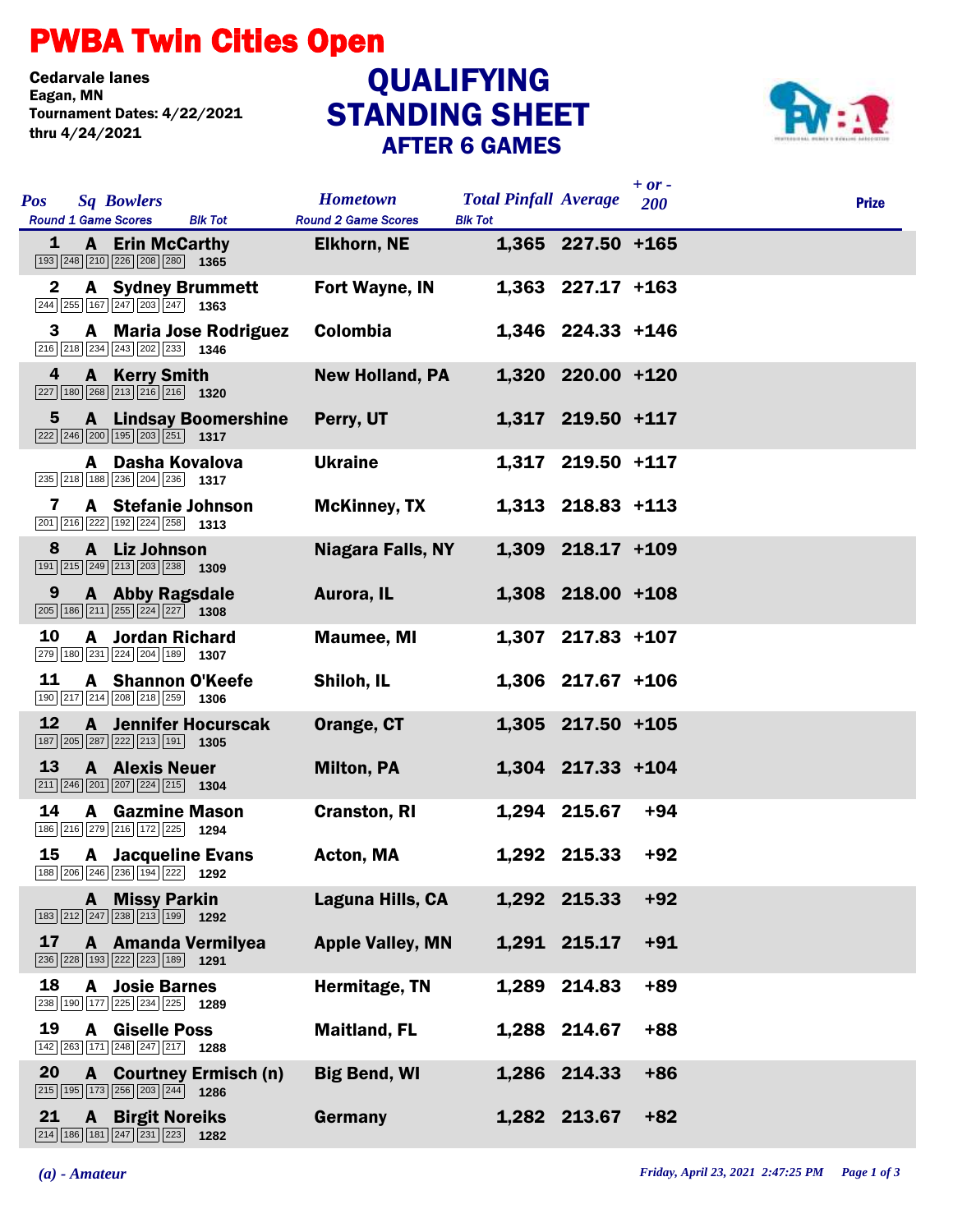# PWBA Twin Cities Open

Cedarvale lanes
Eagan, MN
Tournament Dates: 4/22/2021 thru 4/24/2021

## QUALIFYING STANDING SHEET
### AFTER 6 GAMES

| Pos | Sq | Bowlers | Round 1 Game Scores | Blk Tot | Hometown | Total Pinfall | Average | + or - 200 | Prize |
|---|---|---|---|---|---|---|---|---|---|
| 1 | A | Erin McCarthy | 193 248 210 226 208 280 | 1365 | Elkhorn, NE | 1,365 | 227.50 | +165 | |
| 2 | A | Sydney Brummett | 244 255 167 247 203 247 | 1363 | Fort Wayne, IN | 1,363 | 227.17 | +163 | |
| 3 | A | Maria Jose Rodriguez | 216 218 234 243 202 233 | 1346 | Colombia | 1,346 | 224.33 | +146 | |
| 4 | A | Kerry Smith | 227 180 268 213 216 216 | 1320 | New Holland, PA | 1,320 | 220.00 | +120 | |
| 5 | A | Lindsay Boomershine | 222 246 200 195 203 251 | 1317 | Perry, UT | 1,317 | 219.50 | +117 | |
| | A | Dasha Kovalova | 235 218 188 236 204 236 | 1317 | Ukraine | 1,317 | 219.50 | +117 | |
| 7 | A | Stefanie Johnson | 201 216 222 192 224 258 | 1313 | McKinney, TX | 1,313 | 218.83 | +113 | |
| 8 | A | Liz Johnson | 191 215 249 213 203 238 | 1309 | Niagara Falls, NY | 1,309 | 218.17 | +109 | |
| 9 | A | Abby Ragsdale | 205 186 211 255 224 227 | 1308 | Aurora, IL | 1,308 | 218.00 | +108 | |
| 10 | A | Jordan Richard | 279 180 231 224 204 189 | 1307 | Maumee, MI | 1,307 | 217.83 | +107 | |
| 11 | A | Shannon O'Keefe | 190 217 214 208 218 259 | 1306 | Shiloh, IL | 1,306 | 217.67 | +106 | |
| 12 | A | Jennifer Hocurscak | 187 205 287 222 213 191 | 1305 | Orange, CT | 1,305 | 217.50 | +105 | |
| 13 | A | Alexis Neuer | 211 246 201 207 224 215 | 1304 | Milton, PA | 1,304 | 217.33 | +104 | |
| 14 | A | Gazmine Mason | 186 216 279 216 172 225 | 1294 | Cranston, RI | 1,294 | 215.67 | +94 | |
| 15 | A | Jacqueline Evans | 188 206 246 236 194 222 | 1292 | Acton, MA | 1,292 | 215.33 | +92 | |
| | A | Missy Parkin | 183 212 247 238 213 199 | 1292 | Laguna Hills, CA | 1,292 | 215.33 | +92 | |
| 17 | A | Amanda Vermilyea | 236 228 193 222 223 189 | 1291 | Apple Valley, MN | 1,291 | 215.17 | +91 | |
| 18 | A | Josie Barnes | 238 190 177 225 234 225 | 1289 | Hermitage, TN | 1,289 | 214.83 | +89 | |
| 19 | A | Giselle Poss | 142 263 171 248 247 217 | 1288 | Maitland, FL | 1,288 | 214.67 | +88 | |
| 20 | A | Courtney Ermisch (n) | 215 195 173 256 203 244 | 1286 | Big Bend, WI | 1,286 | 214.33 | +86 | |
| 21 | A | Birgit Noreiks | 214 186 181 247 231 223 | 1282 | Germany | 1,282 | 213.67 | +82 | |

*(a) - Amateur*

*Friday, April 23, 2021 2:47:25 PM*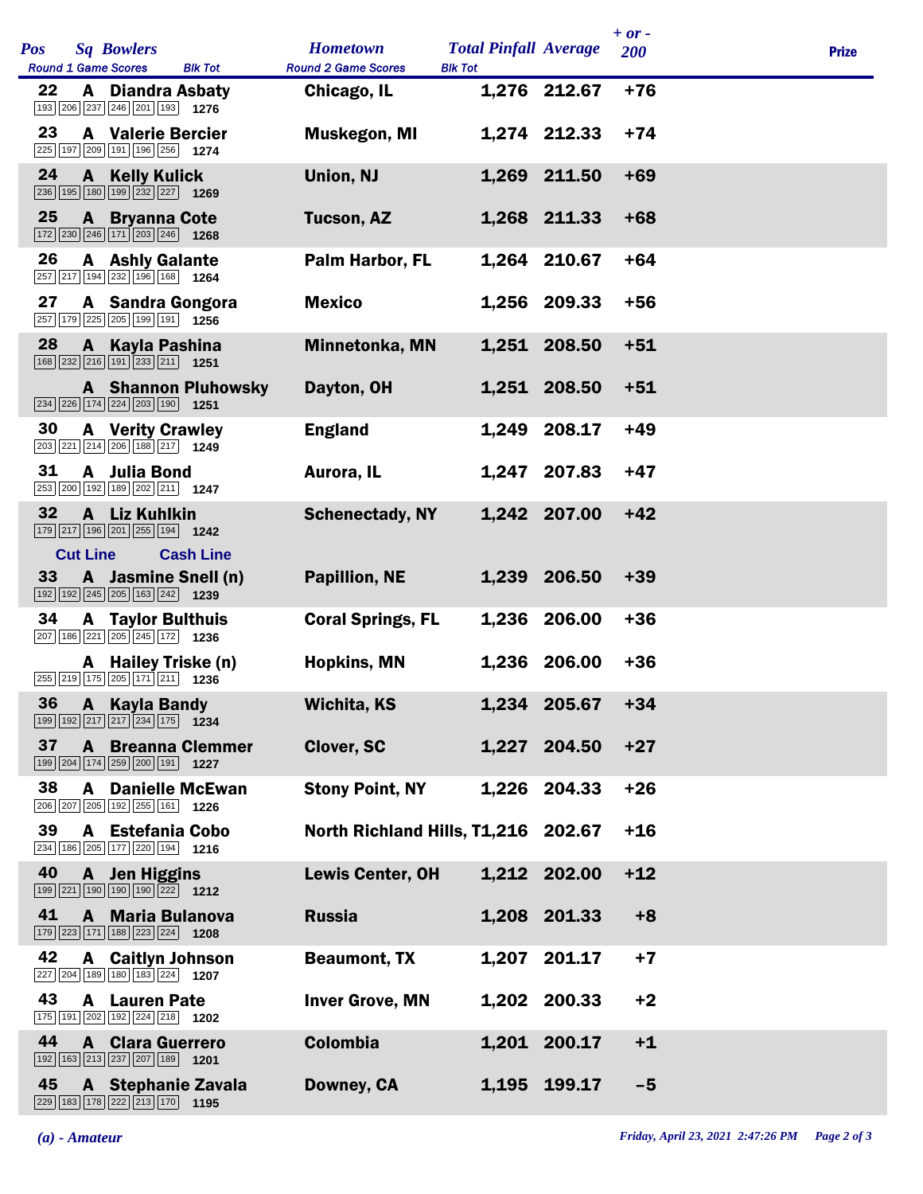| Pos | Sq | Bowlers | Hometown | Total Pinfall | Average | + or - 200 | Prize |
|---|---|---|---|---|---|---|---|
| Round 1 Game Scores | | Blk Tot | Round 2 Game Scores | Blk Tot | | | |
| 22 | A | Diandra Asbaty | Chicago, IL | 1,276 | 212.67 | +76 | |
| 193 206 237 246 201 193 | | 1276 | | | | | |
| 23 | A | Valerie Bercier | Muskegon, MI | 1,274 | 212.33 | +74 | |
| 225 197 209 191 196 256 | | 1274 | | | | | |
| 24 | A | Kelly Kulick | Union, NJ | 1,269 | 211.50 | +69 | |
| 236 195 180 199 232 227 | | 1269 | | | | | |
| 25 | A | Bryanna Cote | Tucson, AZ | 1,268 | 211.33 | +68 | |
| 172 230 246 171 203 246 | | 1268 | | | | | |
| 26 | A | Ashly Galante | Palm Harbor, FL | 1,264 | 210.67 | +64 | |
| 257 217 194 232 196 168 | | 1264 | | | | | |
| 27 | A | Sandra Gongora | Mexico | 1,256 | 209.33 | +56 | |
| 257 179 225 205 199 191 | | 1256 | | | | | |
| 28 | A | Kayla Pashina | Minnetonka, MN | 1,251 | 208.50 | +51 | |
| 168 232 216 191 233 211 | | 1251 | | | | | |
| | A | Shannon Pluhowsky | Dayton, OH | 1,251 | 208.50 | +51 | |
| 234 226 174 224 203 190 | | 1251 | | | | | |
| 30 | A | Verity Crawley | England | 1,249 | 208.17 | +49 | |
| 203 221 214 206 188 217 | | 1249 | | | | | |
| 31 | A | Julia Bond | Aurora, IL | 1,247 | 207.83 | +47 | |
| 253 200 192 189 202 211 | | 1247 | | | | | |
| 32 | A | Liz Kuhlkin | Schenectady, NY | 1,242 | 207.00 | +42 | |
| 179 217 196 201 255 194 | | 1242 | | | | | |
| Cut Line | | Cash Line | | | | | |
| 33 | A | Jasmine Snell (n) | Papillion, NE | 1,239 | 206.50 | +39 | |
| 192 192 245 205 163 242 | | 1239 | | | | | |
| 34 | A | Taylor Bulthuis | Coral Springs, FL | 1,236 | 206.00 | +36 | |
| 207 186 221 205 245 172 | | 1236 | | | | | |
| | A | Hailey Triske (n) | Hopkins, MN | 1,236 | 206.00 | +36 | |
| 255 219 175 205 171 211 | | 1236 | | | | | |
| 36 | A | Kayla Bandy | Wichita, KS | 1,234 | 205.67 | +34 | |
| 199 192 217 217 234 175 | | 1234 | | | | | |
| 37 | A | Breanna Clemmer | Clover, SC | 1,227 | 204.50 | +27 | |
| 199 204 174 259 200 191 | | 1227 | | | | | |
| 38 | A | Danielle McEwan | Stony Point, NY | 1,226 | 204.33 | +26 | |
| 206 207 205 192 255 161 | | 1226 | | | | | |
| 39 | A | Estefania Cobo | North Richland Hills, T | 1,216 | 202.67 | +16 | |
| 234 186 205 177 220 194 | | 1216 | | | | | |
| 40 | A | Jen Higgins | Lewis Center, OH | 1,212 | 202.00 | +12 | |
| 199 221 190 190 190 222 | | 1212 | | | | | |
| 41 | A | Maria Bulanova | Russia | 1,208 | 201.33 | +8 | |
| 179 223 171 188 223 224 | | 1208 | | | | | |
| 42 | A | Caitlyn Johnson | Beaumont, TX | 1,207 | 201.17 | +7 | |
| 227 204 189 180 183 224 | | 1207 | | | | | |
| 43 | A | Lauren Pate | Inver Grove, MN | 1,202 | 200.33 | +2 | |
| 175 191 202 192 224 218 | | 1202 | | | | | |
| 44 | A | Clara Guerrero | Colombia | 1,201 | 200.17 | +1 | |
| 192 163 213 237 207 189 | | 1201 | | | | | |
| 45 | A | Stephanie Zavala | Downey, CA | 1,195 | 199.17 | -5 | |
| 229 183 178 222 213 170 | | 1195 | | | | | |

*(a) - Amateur*

*Friday, April 23, 2021 2:47:26 PM*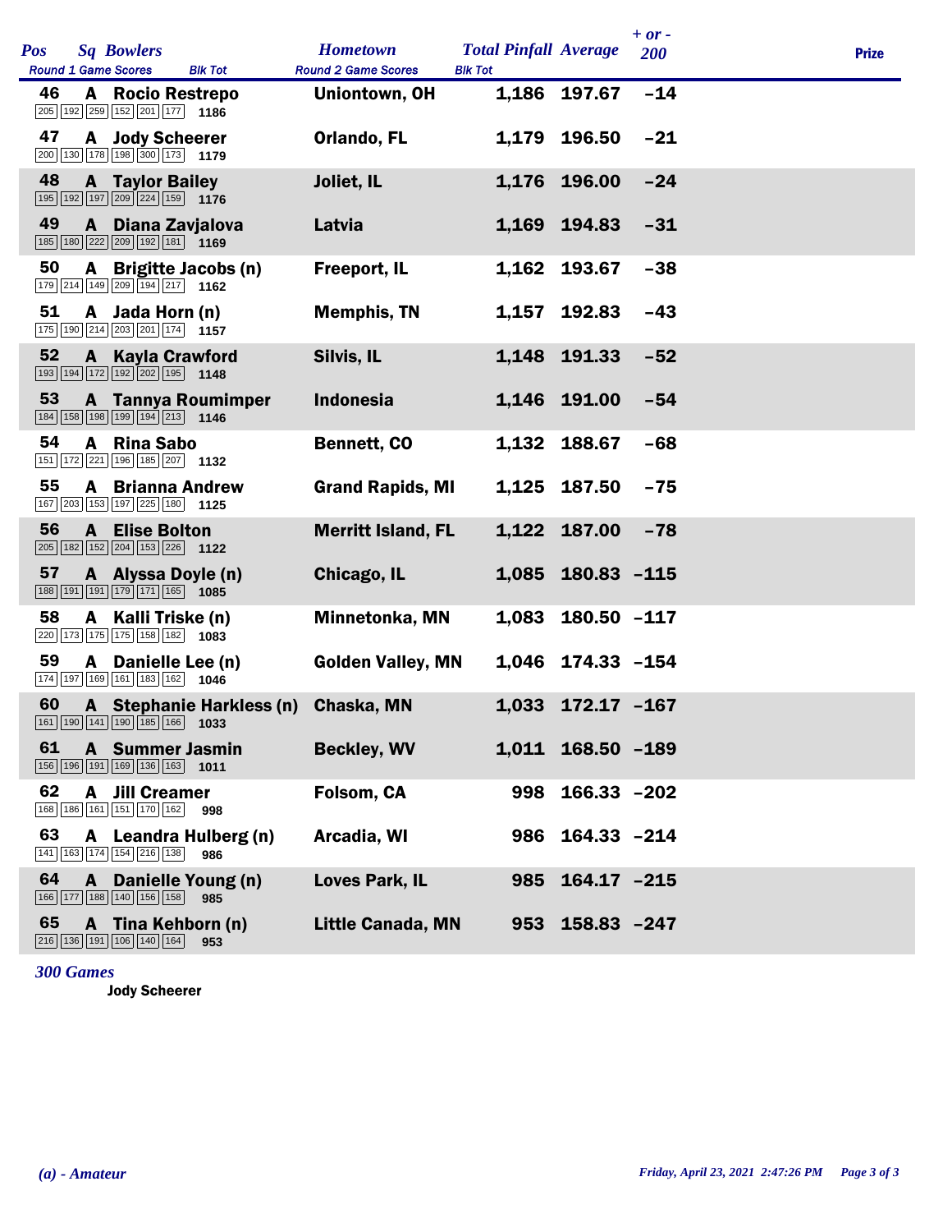| Pos | Sq | Bowlers | Hometown | Total Pinfall | Average | + or - 200 | Prize |
|---|---|---|---|---|---|---|---|
| Round 1 Game Scores | | Blk Tot | Round 2 Game Scores | Blk Tot | | | |
| 46 | A | Rocio Restrepo | Uniontown, OH | 1,186 | 197.67 | -14 | |
| 205 192 259 152 201 177 | | 1186 | | | | | |
| 47 | A | Jody Scheerer | Orlando, FL | 1,179 | 196.50 | -21 | |
| 200 130 178 198 300 173 | | 1179 | | | | | |
| 48 | A | Taylor Bailey | Joliet, IL | 1,176 | 196.00 | -24 | |
| 195 192 197 209 224 159 | | 1176 | | | | | |
| 49 | A | Diana Zavjalova | Latvia | 1,169 | 194.83 | -31 | |
| 185 180 222 209 192 181 | | 1169 | | | | | |
| 50 | A | Brigitte Jacobs (n) | Freeport, IL | 1,162 | 193.67 | -38 | |
| 179 214 149 209 194 217 | | 1162 | | | | | |
| 51 | A | Jada Horn (n) | Memphis, TN | 1,157 | 192.83 | -43 | |
| 175 190 214 203 201 174 | | 1157 | | | | | |
| 52 | A | Kayla Crawford | Silvis, IL | 1,148 | 191.33 | -52 | |
| 193 194 172 192 202 195 | | 1148 | | | | | |
| 53 | A | Tannya Roumimper | Indonesia | 1,146 | 191.00 | -54 | |
| 184 158 198 199 194 213 | | 1146 | | | | | |
| 54 | A | Rina Sabo | Bennett, CO | 1,132 | 188.67 | -68 | |
| 151 172 221 196 185 207 | | 1132 | | | | | |
| 55 | A | Brianna Andrew | Grand Rapids, MI | 1,125 | 187.50 | -75 | |
| 167 203 153 197 225 180 | | 1125 | | | | | |
| 56 | A | Elise Bolton | Merritt Island, FL | 1,122 | 187.00 | -78 | |
| 205 182 152 204 153 226 | | 1122 | | | | | |
| 57 | A | Alyssa Doyle (n) | Chicago, IL | 1,085 | 180.83 | -115 | |
| 188 191 191 179 171 165 | | 1085 | | | | | |
| 58 | A | Kalli Triske (n) | Minnetonka, MN | 1,083 | 180.50 | -117 | |
| 220 173 175 175 158 182 | | 1083 | | | | | |
| 59 | A | Danielle Lee (n) | Golden Valley, MN | 1,046 | 174.33 | -154 | |
| 174 197 169 161 183 162 | | 1046 | | | | | |
| 60 | A | Stephanie Harkless (n) | Chaska, MN | 1,033 | 172.17 | -167 | |
| 161 190 141 190 185 166 | | 1033 | | | | | |
| 61 | A | Summer Jasmin | Beckley, WV | 1,011 | 168.50 | -189 | |
| 156 196 191 169 136 163 | | 1011 | | | | | |
| 62 | A | Jill Creamer | Folsom, CA | 998 | 166.33 | -202 | |
| 168 186 161 151 170 162 | | 998 | | | | | |
| 63 | A | Leandra Hulberg (n) | Arcadia, WI | 986 | 164.33 | -214 | |
| 141 163 174 154 216 138 | | 986 | | | | | |
| 64 | A | Danielle Young (n) | Loves Park, IL | 985 | 164.17 | -215 | |
| 166 177 188 140 156 158 | | 985 | | | | | |
| 65 | A | Tina Kehborn (n) | Little Canada, MN | 953 | 158.83 | -247 | |
| 216 136 191 106 140 164 | | 953 | | | | | |

*300 Games*

**Jody Scheerer**

*(a) - Amateur*

*Friday, April 23, 2021 2:47:26 PM*